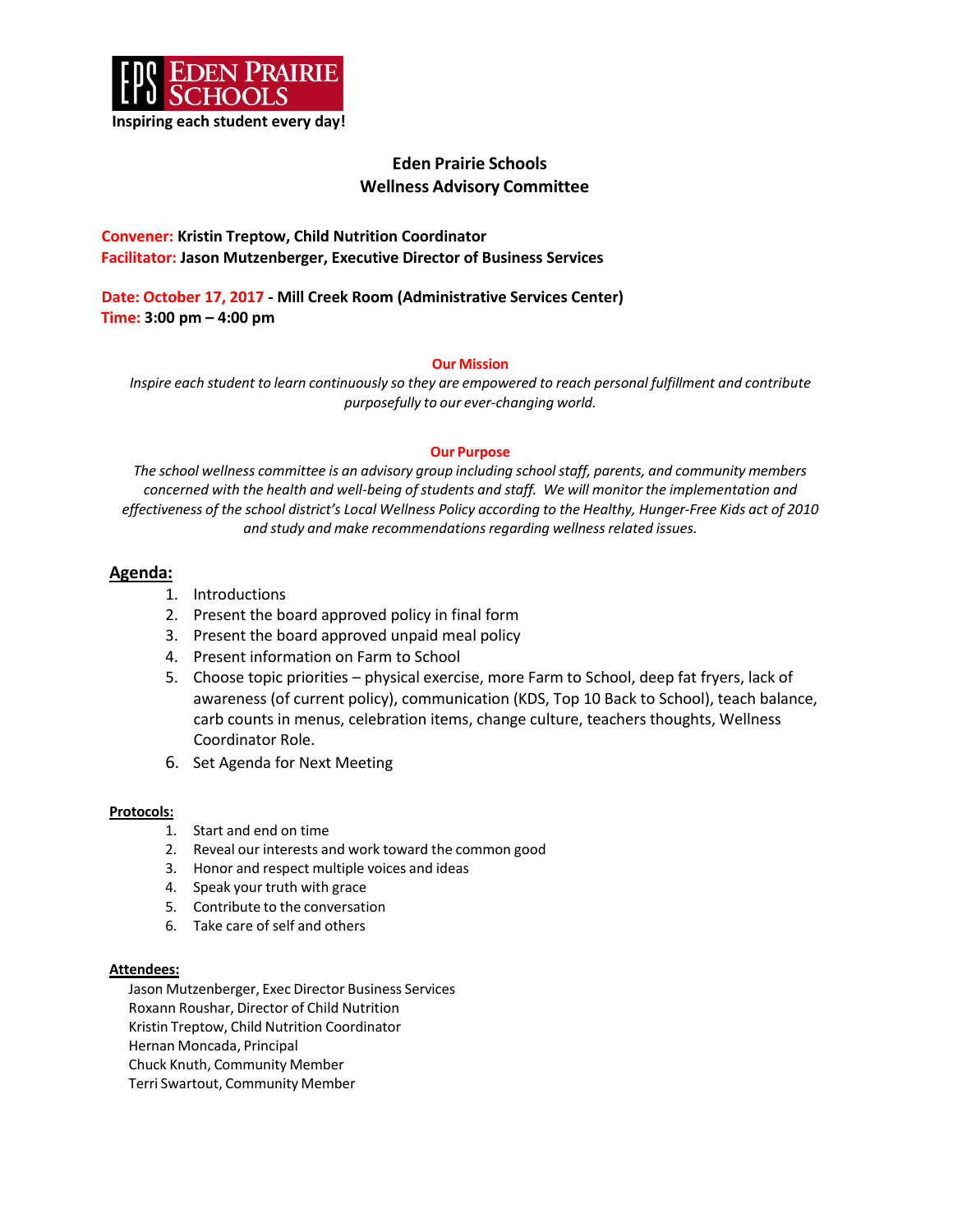EPS EDEN PRAIRIE SCHOOLS

Inspiring each student every day!

# Eden Prairie Schools
# Wellness Advisory Committee

**Convener: Kristin Treptow, Child Nutrition Coordinator**
**Facilitator: Jason Mutzenberger, Executive Director of Business Services**

**Date: October 17, 2017 - Mill Creek Room (Administrative Services Center)**
**Time: 3:00 pm – 4:00 pm**

**Our Mission**

*Inspire each student to learn continuously so they are empowered to reach personal fulfillment and contribute purposefully to our ever-changing world.*

**Our Purpose**

*The school wellness committee is an advisory group including school staff, parents, and community members concerned with the health and well-being of students and staff. We will monitor the implementation and effectiveness of the school district's Local Wellness Policy according to the Healthy, Hunger-Free Kids act of 2010 and study and make recommendations regarding wellness related issues.*

## Agenda:

1. Introductions
2. Present the board approved policy in final form
3. Present the board approved unpaid meal policy
4. Present information on Farm to School
5. Choose topic priorities – physical exercise, more Farm to School, deep fat fryers, lack of awareness (of current policy), communication (KDS, Top 10 Back to School), teach balance, carb counts in menus, celebration items, change culture, teachers thoughts, Wellness Coordinator Role.
6. Set Agenda for Next Meeting

### Protocols:

1. Start and end on time
2. Reveal our interests and work toward the common good
3. Honor and respect multiple voices and ideas
4. Speak your truth with grace
5. Contribute to the conversation
6. Take care of self and others

### Attendees:

Jason Mutzenberger, Exec Director Business Services
Roxann Roushar, Director of Child Nutrition
Kristin Treptow, Child Nutrition Coordinator
Hernan Moncada, Principal
Chuck Knuth, Community Member
Terri Swartout, Community Member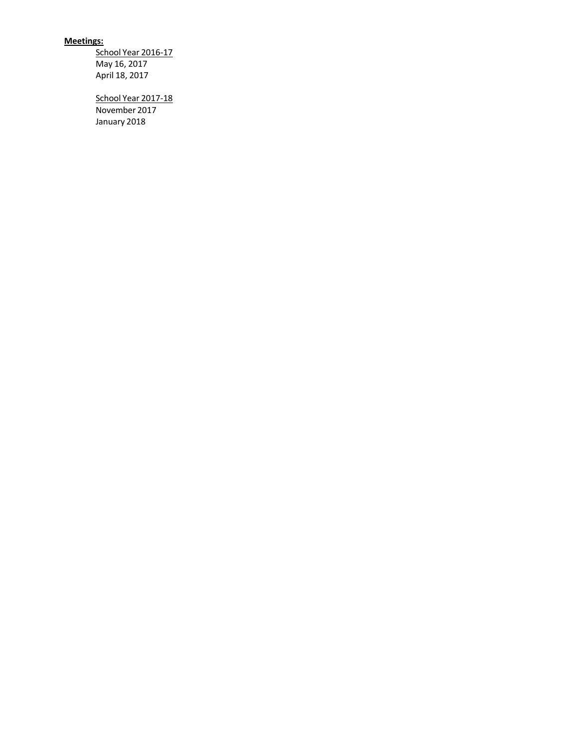**<u>Meetings:</u>**

<u>School Year 2016-17</u>
May 16, 2017
April 18, 2017

<u>School Year 2017-18</u>
November 2017
January 2018